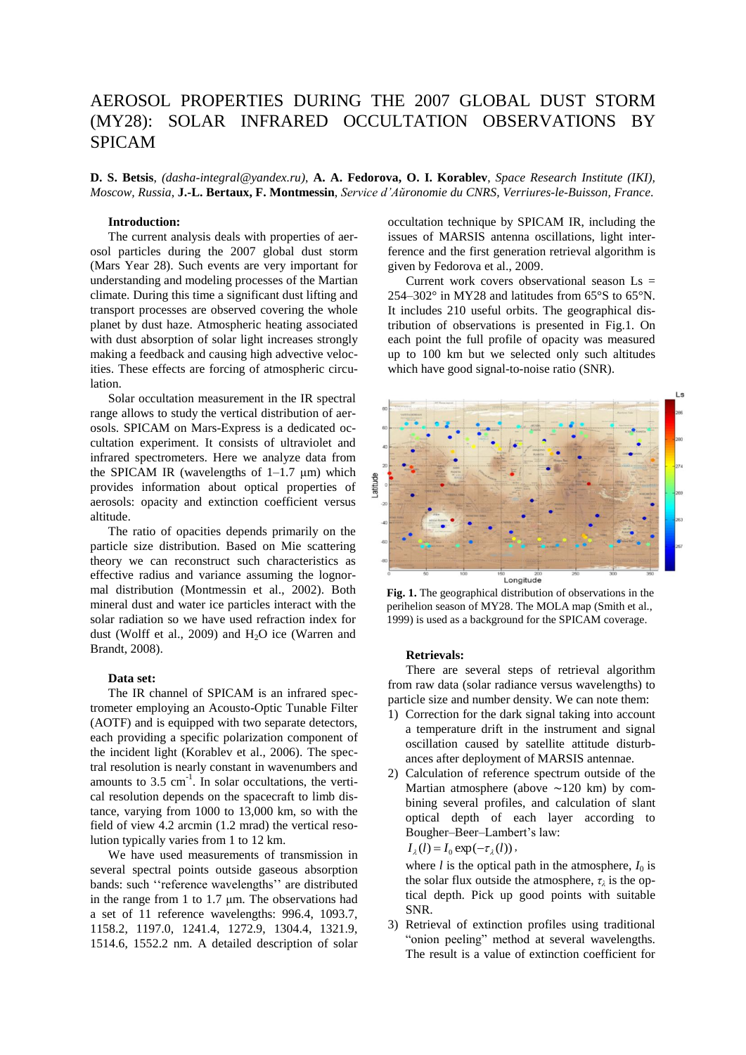# AEROSOL PROPERTIES DURING THE 2007 GLOBAL DUST STORM (MY28): SOLAR INFRARED OCCULTATION OBSERVATIONS BY SPICAM

**D. S. Betsis**, *(dasha-integral@yandex.ru)*, **A. A. Fedorova, O. I. Korablev**, *Space Research Institute (IKI), Moscow, Russia*, **J.-L. Bertaux, F. Montmessin**, *Service d'Aйronomie du CNRS, Verriures-le-Buisson, France.*

### Introduction:

The current analysis deals with properties of aerosol particles during the 2007 global dust storm (Mars Year 28). Such events are very important for understanding and modeling processes of the Martian climate. During this time a significant dust lifting and transport processes are observed covering the whole planet by dust haze. Atmospheric heating associated with dust absorption of solar light increases strongly making a feedback and causing high advective velocities. These effects are forcing of atmospheric circulation.

Solar occultation measurement in the IR spectral range allows to study the vertical distribution of aerosols. SPICAM on Mars-Express is a dedicated occultation experiment. It consists of ultraviolet and infrared spectrometers. Here we analyze data from the SPICAM IR (wavelengths of 1–1.7 μm) which provides information about optical properties of aerosols: opacity and extinction coefficient versus altitude.

The ratio of opacities depends primarily on the particle size distribution. Based on Mie scattering theory we can reconstruct such characteristics as effective radius and variance assuming the lognormal distribution (Montmessin et al., 2002). Both mineral dust and water ice particles interact with the solar radiation so we have used refraction index for dust (Wolff et al., 2009) and $H_2O$ ice (Warren and Brandt, 2008).

### Data set:

The IR channel of SPICAM is an infrared spectrometer employing an Acousto-Optic Tunable Filter (AOTF) and is equipped with two separate detectors, each providing a specific polarization component of the incident light (Korablev et al., 2006). The spectral resolution is nearly constant in wavenumbers and amounts to 3.5 cm$^{-1}$. In solar occultations, the vertical resolution depends on the spacecraft to limb distance, varying from 1000 to 13,000 km, so with the field of view 4.2 arcmin (1.2 mrad) the vertical resolution typically varies from 1 to 12 km.

We have used measurements of transmission in several spectral points outside gaseous absorption bands: such ''reference wavelengths'' are distributed in the range from 1 to 1.7 μm. The observations had a set of 11 reference wavelengths: 996.4, 1093.7, 1158.2, 1197.0, 1241.4, 1272.9, 1304.4, 1321.9, 1514.6, 1552.2 nm. A detailed description of solar occultation technique by SPICAM IR, including the issues of MARSIS antenna oscillations, light interference and the first generation retrieval algorithm is given by Fedorova et al., 2009.

Current work covers observational season Ls = 254–302° in MY28 and latitudes from 65°S to 65°N. It includes 210 useful orbits. The geographical distribution of observations is presented in Fig.1. On each point the full profile of opacity was measured up to 100 km but we selected only such altitudes which have good signal-to-noise ratio (SNR).

**Fig. 1.** The geographical distribution of observations in the perihelion season of MY28. The MOLA map (Smith et al., 1999) is used as a background for the SPICAM coverage.

### Retrievals:

There are several steps of retrieval algorithm from raw data (solar radiance versus wavelengths) to particle size and number density. We can note them:

1) Correction for the dark signal taking into account a temperature drift in the instrument and signal oscillation caused by satellite attitude disturbances after deployment of MARSIS antennae.
2) Calculation of reference spectrum outside of the Martian atmosphere (above ∼120 km) by combining several profiles, and calculation of slant optical depth of each layer according to Bougher–Beer–Lambert's law:
   $I_\lambda(l) = I_0 \exp(-\tau_\lambda(l))$,
   where $l$ is the optical path in the atmosphere, $I_0$ is the solar flux outside the atmosphere, $\tau_\lambda$ is the optical depth. Pick up good points with suitable SNR.
3) Retrieval of extinction profiles using traditional "onion peeling" method at several wavelengths. The result is a value of extinction coefficient for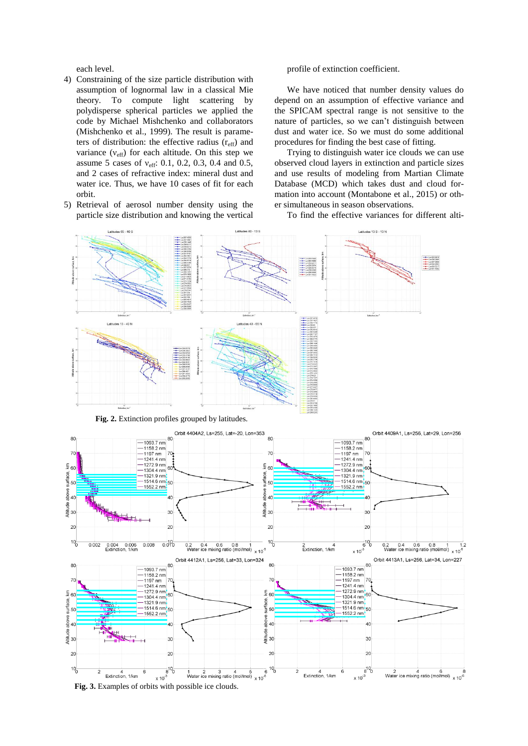each level.

4) Constraining of the size particle distribution with assumption of lognormal law in a classical Mie theory. To compute light scattering by polydisperse spherical particles we applied the code by Michael Mishchenko and collaborators (Mishchenko et al., 1999). The result is parameters of distribution: the effective radius ($r_{eff}$) and variance ($v_{eff}$) for each altitude. On this step we assume 5 cases of $v_{eff}$: 0.1, 0.2, 0.3, 0.4 and 0.5, and 2 cases of refractive index: mineral dust and water ice. Thus, we have 10 cases of fit for each orbit.
5) Retrieval of aerosol number density using the particle size distribution and knowing the vertical profile of extinction coefficient.

We have noticed that number density values do depend on an assumption of effective variance and the SPICAM spectral range is not sensitive to the nature of particles, so we can't distinguish between dust and water ice. So we must do some additional procedures for finding the best case of fitting.

Trying to distinguish water ice clouds we can use observed cloud layers in extinction and particle sizes and use results of modeling from Martian Climate Database (MCD) which takes dust and cloud formation into account (Montabone et al., 2015) or other simultaneous in season observations.

To find the effective variances for different alti-

**Fig. 2.** Extinction profiles grouped by latitudes.

**Fig. 3.** Examples of orbits with possible ice clouds.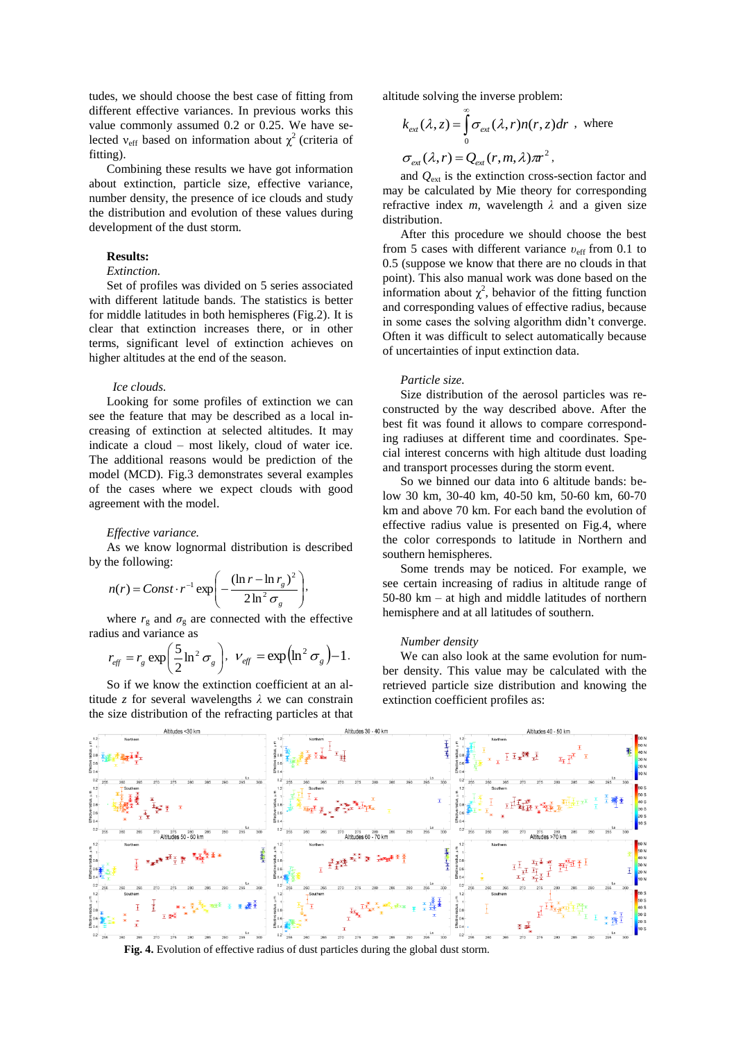tudes, we should choose the best case of fitting from different effective variances. In previous works this value commonly assumed 0.2 or 0.25. We have selected $\nu_{eff}$ based on information about $\chi^2$ (criteria of fitting).

Combining these results we have got information about extinction, particle size, effective variance, number density, the presence of ice clouds and study the distribution and evolution of these values during development of the dust storm.

**Results:**

*Extinction.*

Set of profiles was divided on 5 series associated with different latitude bands. The statistics is better for middle latitudes in both hemispheres (Fig.2). It is clear that extinction increases there, or in other terms, significant level of extinction achieves on higher altitudes at the end of the season.

*Ice clouds.*

Looking for some profiles of extinction we can see the feature that may be described as a local increasing of extinction at selected altitudes. It may indicate a cloud – most likely, cloud of water ice. The additional reasons would be prediction of the model (MCD). Fig.3 demonstrates several examples of the cases where we expect clouds with good agreement with the model.

*Effective variance.*

As we know lognormal distribution is described by the following:

$$n(r) = Const \cdot r^{-1} \exp\left(-\frac{(\ln r - \ln r_g)^2}{2\ln^2 \sigma_g}\right),$$

where $r_g$ and $\sigma_g$ are connected with the effective radius and variance as

$$r_{eff} = r_g \exp\left(\frac{5}{2}\ln^2 \sigma_g\right), \quad \nu_{eff} = \exp\left(\ln^2 \sigma_g\right) - 1.$$

So if we know the extinction coefficient at an altitude $z$ for several wavelengths $\lambda$ we can constrain the size distribution of the refracting particles at that altitude solving the inverse problem:

$$k_{ext}(\lambda, z) = \int_0^\infty \sigma_{ext}(\lambda, r) n(r, z) dr \text{ , where}$$

$$\sigma_{ext}(\lambda, r) = Q_{ext}(r, m, \lambda)\pi r^2,$$

and $Q_{ext}$ is the extinction cross-section factor and may be calculated by Mie theory for corresponding refractive index $m$, wavelength $\lambda$ and a given size distribution.

After this procedure we should choose the best from 5 cases with different variance $\upsilon_{eff}$ from 0.1 to 0.5 (suppose we know that there are no clouds in that point). This also manual work was done based on the information about $\chi^2$, behavior of the fitting function and corresponding values of effective radius, because in some cases the solving algorithm didn't converge. Often it was difficult to select automatically because of uncertainties of input extinction data.

*Particle size.*

Size distribution of the aerosol particles was reconstructed by the way described above. After the best fit was found it allows to compare corresponding radiuses at different time and coordinates. Special interest concerns with high altitude dust loading and transport processes during the storm event.

So we binned our data into 6 altitude bands: below 30 km, 30-40 km, 40-50 km, 50-60 km, 60-70 km and above 70 km. For each band the evolution of effective radius value is presented on Fig.4, where the color corresponds to latitude in Northern and southern hemispheres.

Some trends may be noticed. For example, we see certain increasing of radius in altitude range of 50-80 km – at high and middle latitudes of northern hemisphere and at all latitudes of southern.

*Number density*

We can also look at the same evolution for number density. This value may be calculated with the retrieved particle size distribution and knowing the extinction coefficient profiles as:

**Fig. 4.** Evolution of effective radius of dust particles during the global dust storm.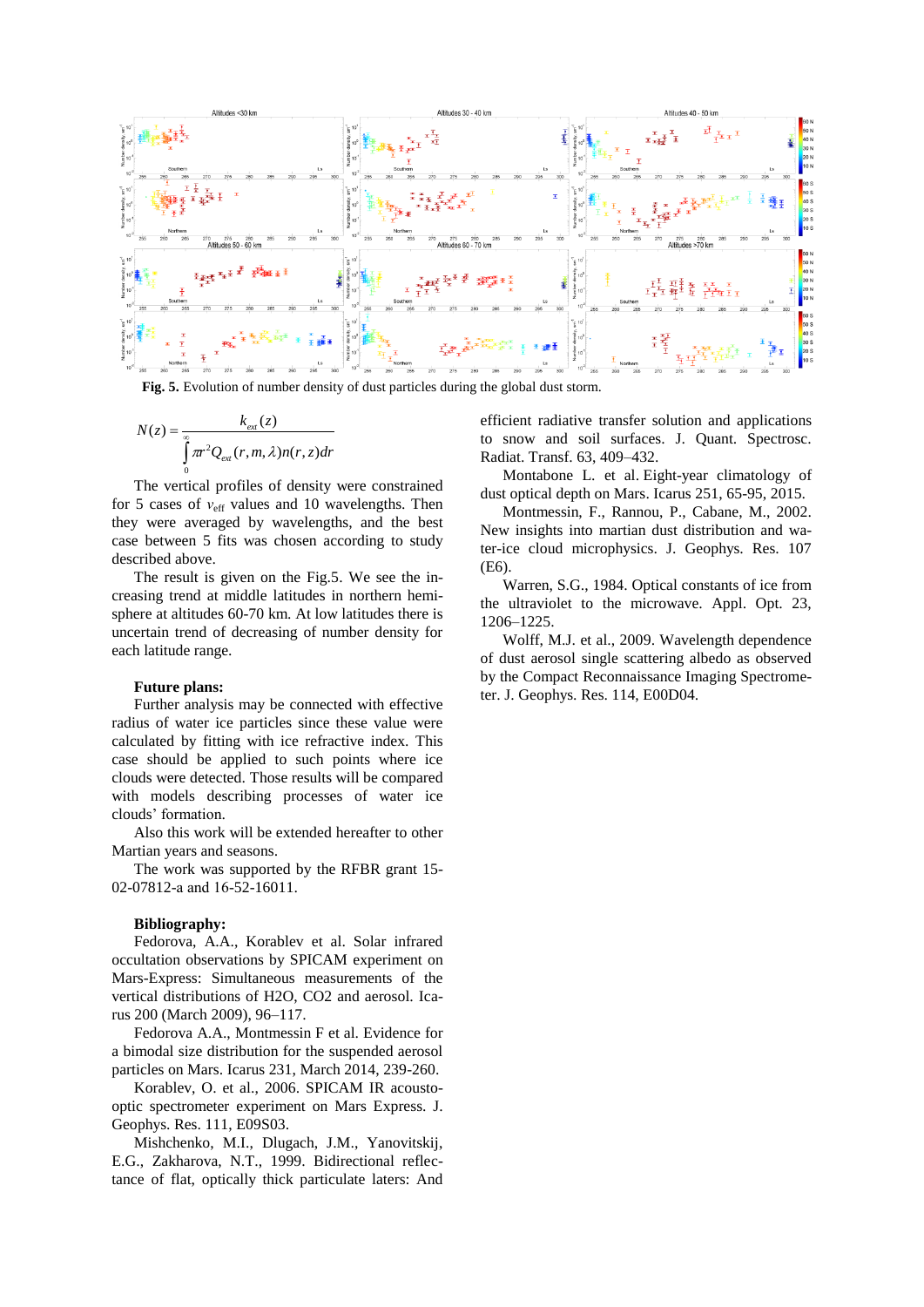Altitudes <30 km

Altitudes 30 - 40 km

Altitudes 40 - 50 km

Altitudes 50 - 60 km

Altitudes 60 - 70 km

Altitudes >70 km

Southern

Northern

Ls

Number density, sm⁻³

50 N
50 N
40 N
30 N
20 N
10 N

50 S
50 S
40 S
30 S
20 S
10 S

255 260 265 270 275 280 285 290 295 300

**Fig. 5.** Evolution of number density of dust particles during the global dust storm.

$$N(z) = \frac{k_{ext}(z)}{\int_0^\infty \pi r^2 Q_{ext}(r,m,\lambda) n(r,z) dr}$$

The vertical profiles of density were constrained for 5 cases of $v_{eff}$ values and 10 wavelengths. Then they were averaged by wavelengths, and the best case between 5 fits was chosen according to study described above.

The result is given on the Fig.5. We see the increasing trend at middle latitudes in northern hemisphere at altitudes 60-70 km. At low latitudes there is uncertain trend of decreasing of number density for each latitude range.

**Future plans:**

Further analysis may be connected with effective radius of water ice particles since these value were calculated by fitting with ice refractive index. This case should be applied to such points where ice clouds were detected. Those results will be compared with models describing processes of water ice clouds' formation.

Also this work will be extended hereafter to other Martian years and seasons.

The work was supported by the RFBR grant 15-02-07812-a and 16-52-16011.

**Bibliography:**

Fedorova, A.A., Korablev et al. Solar infrared occultation observations by SPICAM experiment on Mars-Express: Simultaneous measurements of the vertical distributions of H2O, CO2 and aerosol. Icarus 200 (March 2009), 96–117.

Fedorova A.A., Montmessin F et al. Evidence for a bimodal size distribution for the suspended aerosol particles on Mars. Icarus 231, March 2014, 239-260.

Korablev, O. et al., 2006. SPICAM IR acousto-optic spectrometer experiment on Mars Express. J. Geophys. Res. 111, E09S03.

Mishchenko, M.I., Dlugach, J.M., Yanovitskij, E.G., Zakharova, N.T., 1999. Bidirectional reflectance of flat, optically thick particulate laters: And efficient radiative transfer solution and applications to snow and soil surfaces. J. Quant. Spectrosc. Radiat. Transf. 63, 409–432.

Montabone L. et al. Eight-year climatology of dust optical depth on Mars. Icarus 251, 65-95, 2015.

Montmessin, F., Rannou, P., Cabane, M., 2002. New insights into martian dust distribution and water-ice cloud microphysics. J. Geophys. Res. 107 (E6).

Warren, S.G., 1984. Optical constants of ice from the ultraviolet to the microwave. Appl. Opt. 23, 1206–1225.

Wolff, M.J. et al., 2009. Wavelength dependence of dust aerosol single scattering albedo as observed by the Compact Reconnaissance Imaging Spectrometer. J. Geophys. Res. 114, E00D04.